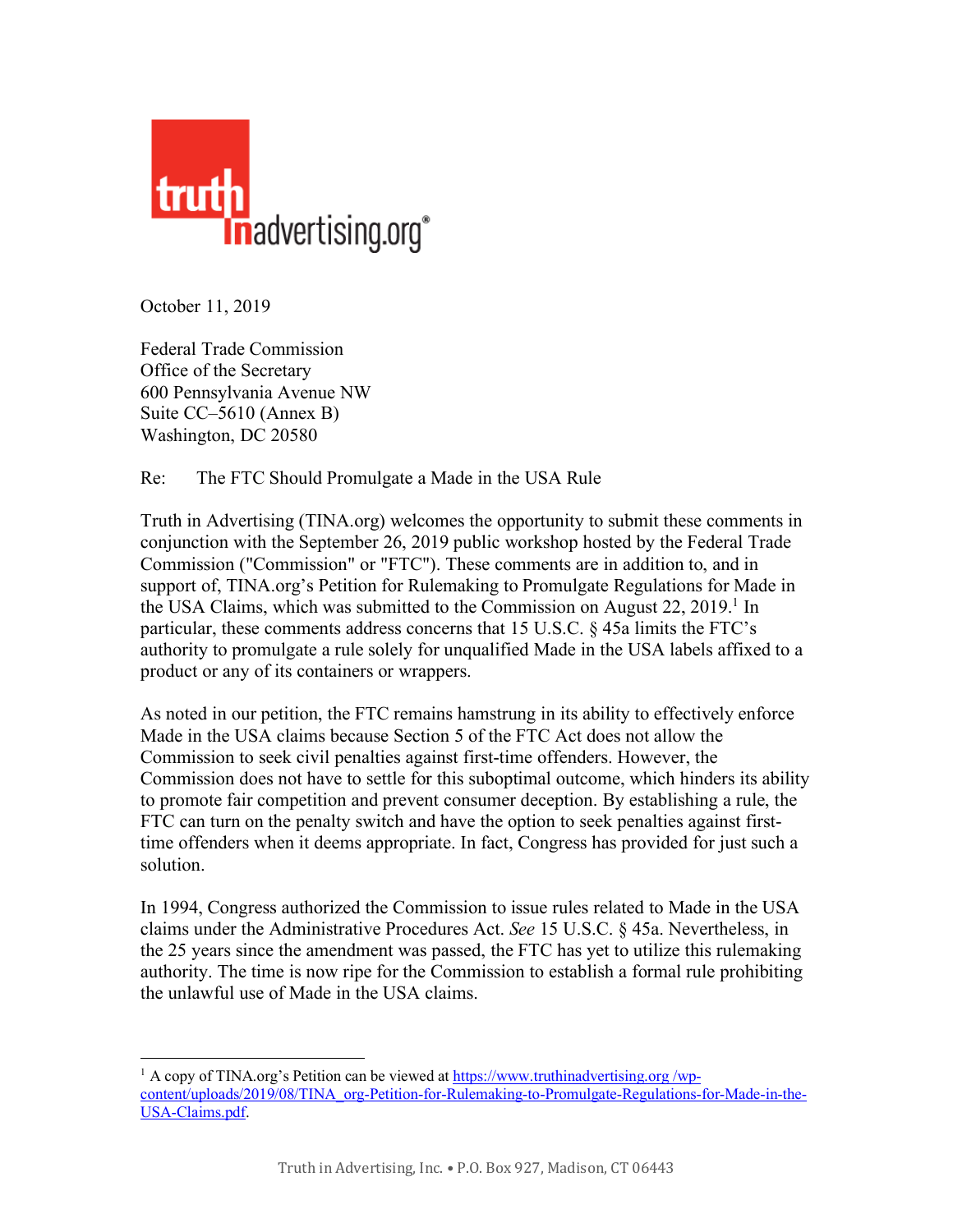truth in advertising.org®

October 11, 2019

Federal Trade Commission
Office of the Secretary
600 Pennsylvania Avenue NW
Suite CC–5610 (Annex B)
Washington, DC 20580

Re: The FTC Should Promulgate a Made in the USA Rule

Truth in Advertising (TINA.org) welcomes the opportunity to submit these comments in conjunction with the September 26, 2019 public workshop hosted by the Federal Trade Commission ("Commission" or "FTC"). These comments are in addition to, and in support of, TINA.org's Petition for Rulemaking to Promulgate Regulations for Made in the USA Claims, which was submitted to the Commission on August 22, 2019.[1] In particular, these comments address concerns that 15 U.S.C. § 45a limits the FTC's authority to promulgate a rule solely for unqualified Made in the USA labels affixed to a product or any of its containers or wrappers.

As noted in our petition, the FTC remains hamstrung in its ability to effectively enforce Made in the USA claims because Section 5 of the FTC Act does not allow the Commission to seek civil penalties against first-time offenders. However, the Commission does not have to settle for this suboptimal outcome, which hinders its ability to promote fair competition and prevent consumer deception. By establishing a rule, the FTC can turn on the penalty switch and have the option to seek penalties against first-time offenders when it deems appropriate. In fact, Congress has provided for just such a solution.

In 1994, Congress authorized the Commission to issue rules related to Made in the USA claims under the Administrative Procedures Act. *See* 15 U.S.C. § 45a. Nevertheless, in the 25 years since the amendment was passed, the FTC has yet to utilize this rulemaking authority. The time is now ripe for the Commission to establish a formal rule prohibiting the unlawful use of Made in the USA claims.

---

[1] A copy of TINA.org's Petition can be viewed at https://www.truthinadvertising.org /wp-content/uploads/2019/08/TINA_org-Petition-for-Rulemaking-to-Promulgate-Regulations-for-Made-in-the-USA-Claims.pdf.

Truth in Advertising, Inc. • P.O. Box 927, Madison, CT 06443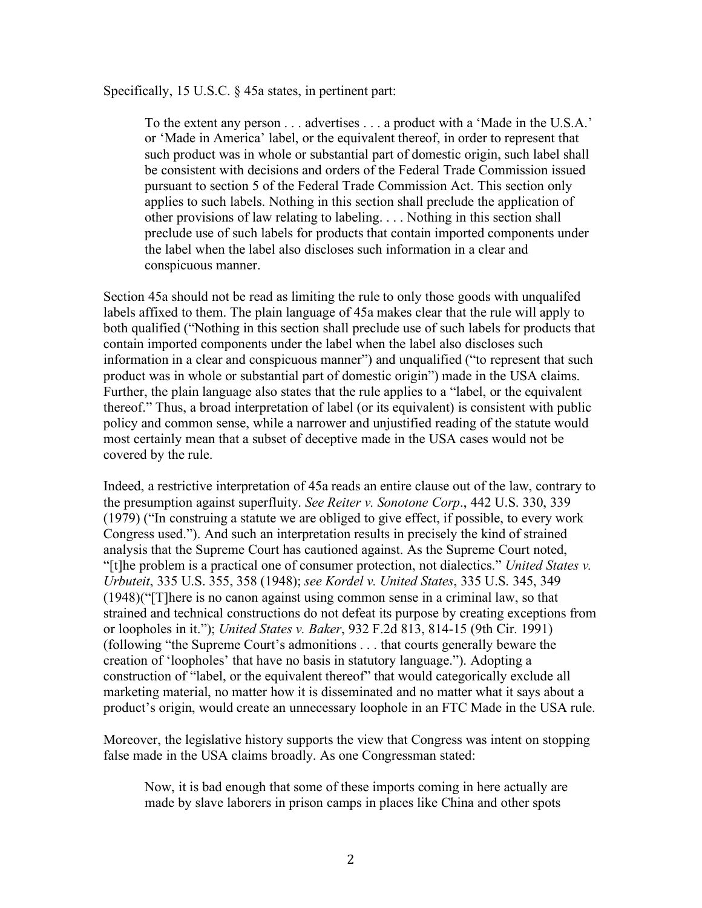Specifically, 15 U.S.C. § 45a states, in pertinent part:

> To the extent any person . . . advertises . . . a product with a 'Made in the U.S.A.' or 'Made in America' label, or the equivalent thereof, in order to represent that such product was in whole or substantial part of domestic origin, such label shall be consistent with decisions and orders of the Federal Trade Commission issued pursuant to section 5 of the Federal Trade Commission Act. This section only applies to such labels. Nothing in this section shall preclude the application of other provisions of law relating to labeling. . . . Nothing in this section shall preclude use of such labels for products that contain imported components under the label when the label also discloses such information in a clear and conspicuous manner.

Section 45a should not be read as limiting the rule to only those goods with unqualifed labels affixed to them. The plain language of 45a makes clear that the rule will apply to both qualified ("Nothing in this section shall preclude use of such labels for products that contain imported components under the label when the label also discloses such information in a clear and conspicuous manner") and unqualified ("to represent that such product was in whole or substantial part of domestic origin") made in the USA claims. Further, the plain language also states that the rule applies to a "label, or the equivalent thereof." Thus, a broad interpretation of label (or its equivalent) is consistent with public policy and common sense, while a narrower and unjustified reading of the statute would most certainly mean that a subset of deceptive made in the USA cases would not be covered by the rule.

Indeed, a restrictive interpretation of 45a reads an entire clause out of the law, contrary to the presumption against superfluity. *See Reiter v. Sonotone Corp*., 442 U.S. 330, 339 (1979) ("In construing a statute we are obliged to give effect, if possible, to every work Congress used."). And such an interpretation results in precisely the kind of strained analysis that the Supreme Court has cautioned against. As the Supreme Court noted, "[t]he problem is a practical one of consumer protection, not dialectics." *United States v. Urbuteit*, 335 U.S. 355, 358 (1948); *see Kordel v. United States*, 335 U.S. 345, 349 (1948)("[T]here is no canon against using common sense in a criminal law, so that strained and technical constructions do not defeat its purpose by creating exceptions from or loopholes in it."); *United States v. Baker*, 932 F.2d 813, 814-15 (9th Cir. 1991) (following "the Supreme Court's admonitions . . . that courts generally beware the creation of 'loopholes' that have no basis in statutory language."). Adopting a construction of "label, or the equivalent thereof" that would categorically exclude all marketing material, no matter how it is disseminated and no matter what it says about a product's origin, would create an unnecessary loophole in an FTC Made in the USA rule.

Moreover, the legislative history supports the view that Congress was intent on stopping false made in the USA claims broadly. As one Congressman stated:

> Now, it is bad enough that some of these imports coming in here actually are made by slave laborers in prison camps in places like China and other spots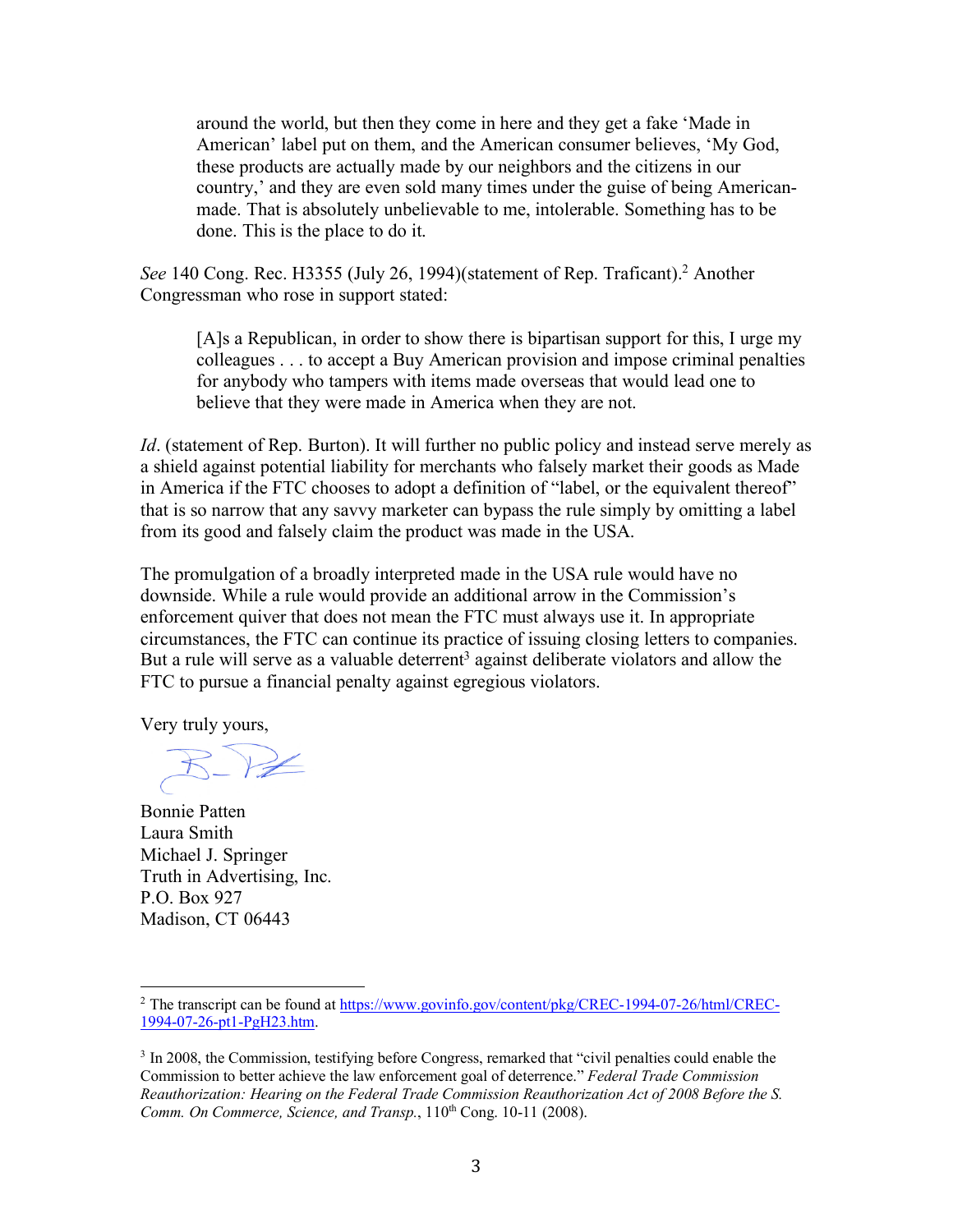> around the world, but then they come in here and they get a fake 'Made in American' label put on them, and the American consumer believes, 'My God, these products are actually made by our neighbors and the citizens in our country,' and they are even sold many times under the guise of being American-made. That is absolutely unbelievable to me, intolerable. Something has to be done. This is the place to do it.

*See* 140 Cong. Rec. H3355 (July 26, 1994)(statement of Rep. Traficant).[2] Another Congressman who rose in support stated:

> [A]s a Republican, in order to show there is bipartisan support for this, I urge my colleagues . . . to accept a Buy American provision and impose criminal penalties for anybody who tampers with items made overseas that would lead one to believe that they were made in America when they are not.

*Id*. (statement of Rep. Burton). It will further no public policy and instead serve merely as a shield against potential liability for merchants who falsely market their goods as Made in America if the FTC chooses to adopt a definition of "label, or the equivalent thereof" that is so narrow that any savvy marketer can bypass the rule simply by omitting a label from its good and falsely claim the product was made in the USA.

The promulgation of a broadly interpreted made in the USA rule would have no downside. While a rule would provide an additional arrow in the Commission's enforcement quiver that does not mean the FTC must always use it. In appropriate circumstances, the FTC can continue its practice of issuing closing letters to companies. But a rule will serve as a valuable deterrent[3] against deliberate violators and allow the FTC to pursue a financial penalty against egregious violators.

Very truly yours,

Bonnie Patten
Laura Smith
Michael J. Springer
Truth in Advertising, Inc.
P.O. Box 927
Madison, CT 06443

---

[2] The transcript can be found at https://www.govinfo.gov/content/pkg/CREC-1994-07-26/html/CREC-1994-07-26-pt1-PgH23.htm.

[3] In 2008, the Commission, testifying before Congress, remarked that "civil penalties could enable the Commission to better achieve the law enforcement goal of deterrence." *Federal Trade Commission Reauthorization: Hearing on the Federal Trade Commission Reauthorization Act of 2008 Before the S. Comm. On Commerce, Science, and Transp.*, 110th Cong. 10-11 (2008).